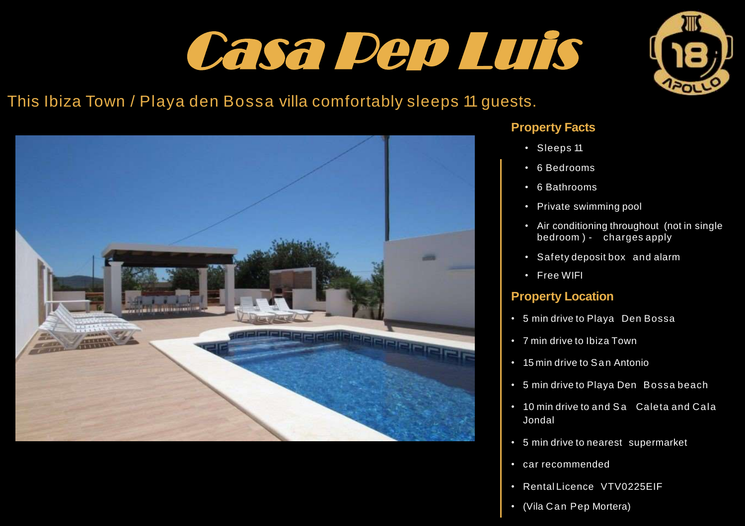# Casa Pep Luis

This Ibiza Town / Playa den Bossa villa comfortably sleeps 11 guests.

## Property Facts

- Sleeps 11
- 6 Bedrooms
- 6 Bathrooms
- Private swimming pool
- Air conditioning throughout (not in single bedroom ) - charges apply
- Safety deposit box and alarm
- Free WIFI

## Property Location

- 5 min drive to Playa Den Bossa
- 7 min drive to Ibiza Town
- 15 min drive to San Antonio
- 5 min drive to Playa Den Bossa beach
- 10 min drive to and Sa Caleta and Cala Jondal
- 5 min drive to nearest supermarket
- car recommended
- Rental Licence VTV0225EIF
- (Vila Can Pep Mortera)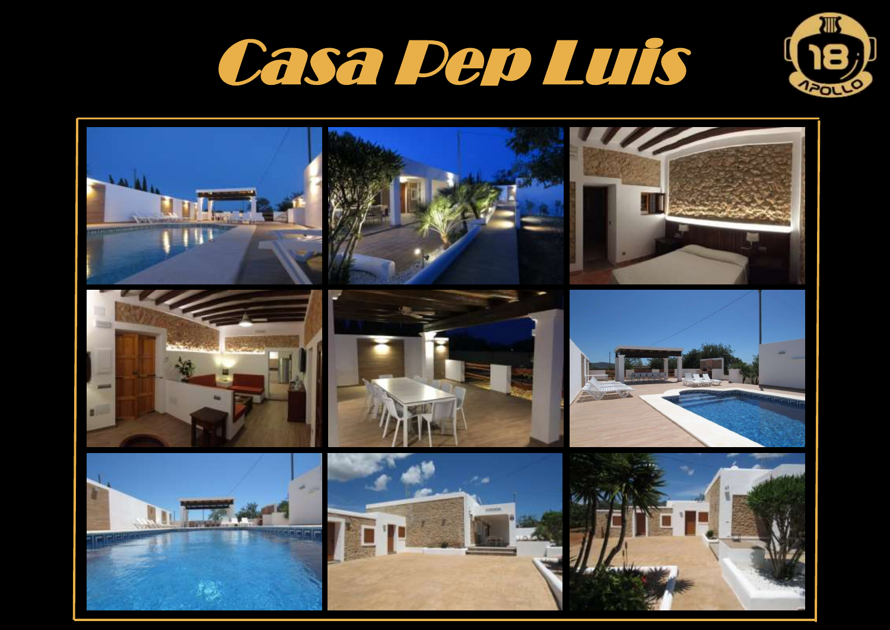# Casa Pep Luis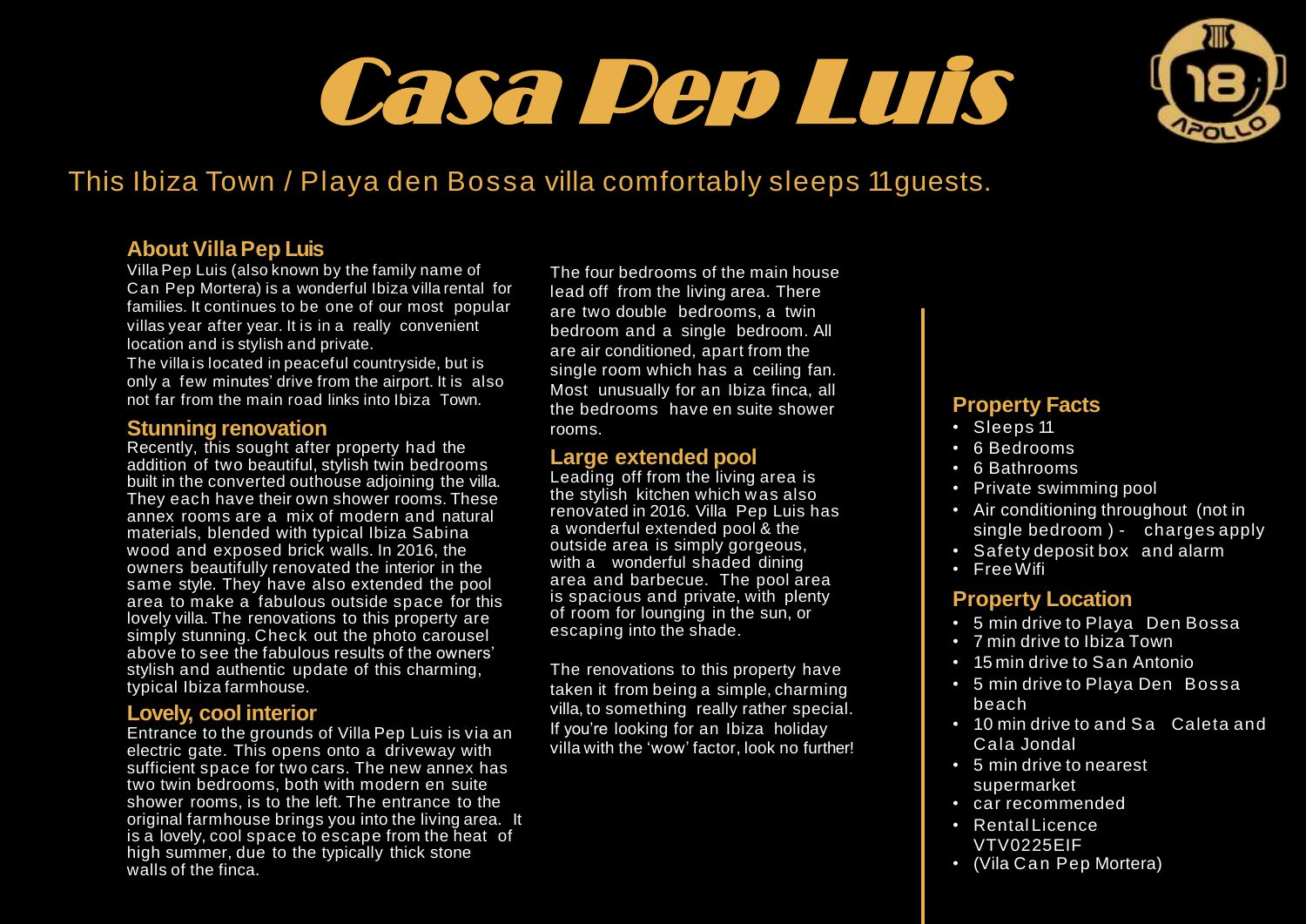# Casa Pep Luis

This Ibiza Town / Playa den Bossa villa comfortably sleeps 11 guests.

## About Villa Pep Luis

Villa Pep Luis (also known by the family name of Can Pep Mortera) is a wonderful Ibiza villa rental for families. It continues to be one of our most popular villas year after year. It is in a really convenient location and is stylish and private.

The villa is located in peaceful countryside, but is only a few minutes' drive from the airport. It is also not far from the main road links into Ibiza Town.

## Stunning renovation

Recently, this sought after property had the addition of two beautiful, stylish twin bedrooms built in the converted outhouse adjoining the villa. They each have their own shower rooms. These annex rooms are a mix of modern and natural materials, blended with typical Ibiza Sabina wood and exposed brick walls. In 2016, the owners beautifully renovated the interior in the same style. They have also extended the pool area to make a fabulous outside space for this lovely villa. The renovations to this property are simply stunning. Check out the photo carousel above to see the fabulous results of the owners' stylish and authentic update of this charming, typical Ibiza farmhouse.

## Lovely, cool interior

Entrance to the grounds of Villa Pep Luis is via an electric gate. This opens onto a driveway with sufficient space for two cars. The new annex has two twin bedrooms, both with modern en suite shower rooms, is to the left. The entrance to the original farmhouse brings you into the living area. It is a lovely, cool space to escape from the heat of high summer, due to the typically thick stone walls of the finca.

The four bedrooms of the main house lead off from the living area. There are two double bedrooms, a twin bedroom and a single bedroom. All are air conditioned, apart from the single room which has a ceiling fan. Most unusually for an Ibiza finca, all the bedrooms have en suite shower rooms.

## Large extended pool

Leading off from the living area is the stylish kitchen which was also renovated in 2016. Villa Pep Luis has a wonderful extended pool & the outside area is simply gorgeous, with a wonderful shaded dining area and barbecue. The pool area is spacious and private, with plenty of room for lounging in the sun, or escaping into the shade.

The renovations to this property have taken it from being a simple, charming villa, to something really rather special. If you're looking for an Ibiza holiday villa with the 'wow' factor, look no further!

## Property Facts

- Sleeps 11
- 6 Bedrooms
- 6 Bathrooms
- Private swimming pool
- Air conditioning throughout (not in single bedroom ) - charges apply
- Safety deposit box and alarm
- Free Wifi

## Property Location

- 5 min drive to Playa Den Bossa
- 7 min drive to Ibiza Town
- 15 min drive to San Antonio
- 5 min drive to Playa Den Bossa beach
- 10 min drive to and Sa Caleta and Cala Jondal
- 5 min drive to nearest supermarket
- car recommended
- Rental Licence VTV0225EIF
- (Vila Can Pep Mortera)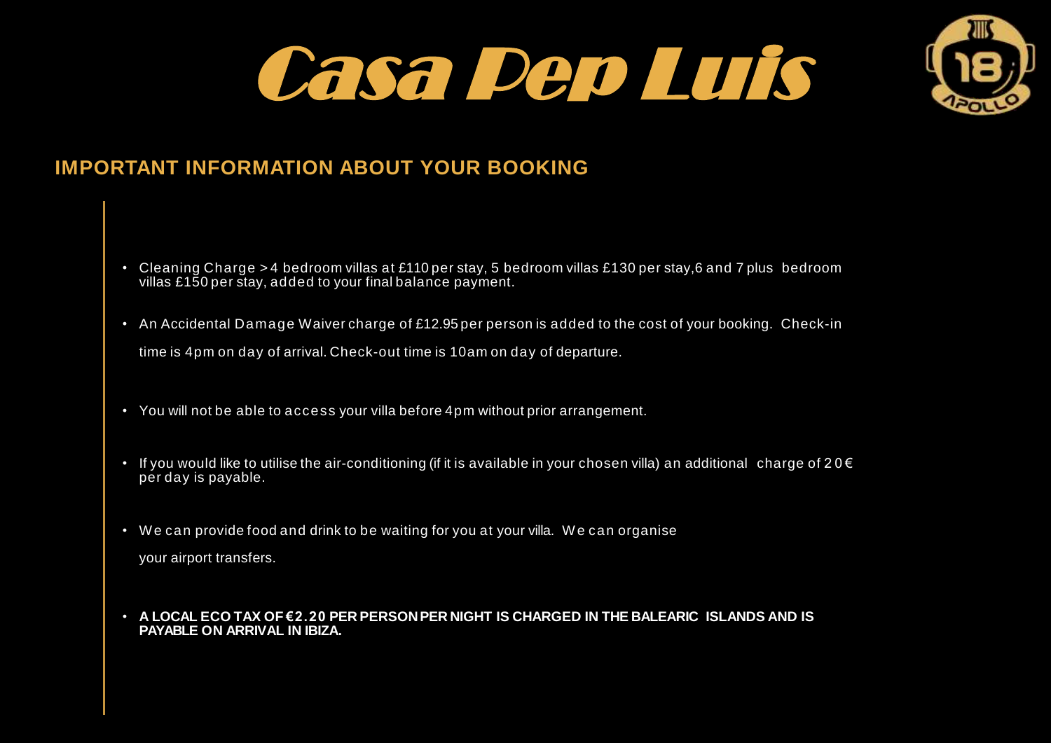# Casa Pep Luis

## IMPORTANT INFORMATION ABOUT YOUR BOOKING

- Cleaning Charge > 4 bedroom villas at £110 per stay, 5 bedroom villas £130 per stay, 6 and 7 plus bedroom villas £150 per stay, added to your final balance payment.
- An Accidental Damage Waiver charge of £12.95 per person is added to the cost of your booking. Check-in time is 4pm on day of arrival. Check-out time is 10am on day of departure.
- You will not be able to access your villa before 4pm without prior arrangement.
- If you would like to utilise the air-conditioning (if it is available in your chosen villa) an additional charge of 20€ per day is payable.
- We can provide food and drink to be waiting for you at your villa. We can organise your airport transfers.
- **A LOCAL ECO TAX OF €2.20 PER PERSON PER NIGHT IS CHARGED IN THE BALEARIC ISLANDS AND IS PAYABLE ON ARRIVAL IN IBIZA.**